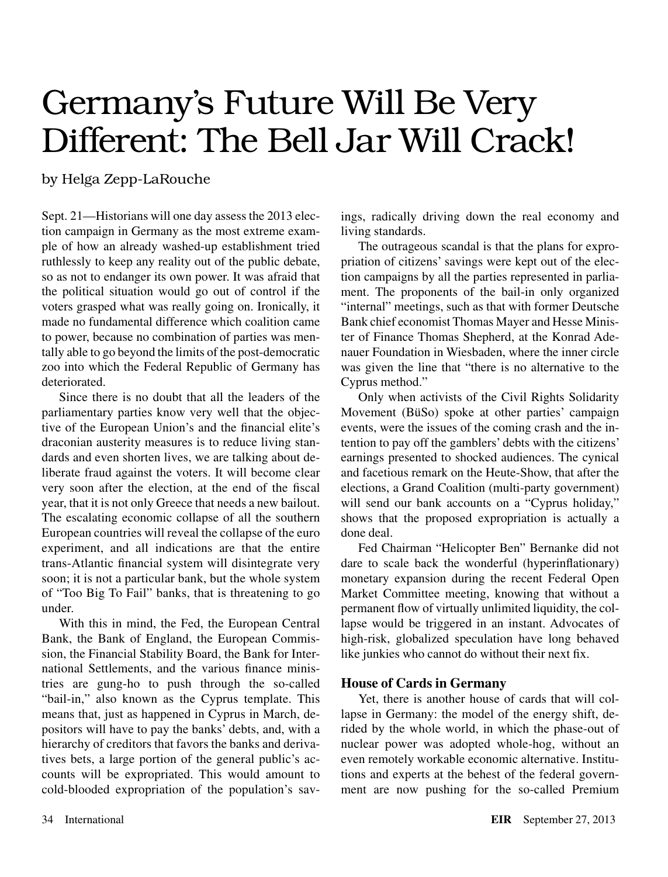# Germany's Future Will Be Very Different: The Bell Jar Will Crack!

by Helga Zepp-LaRouche

Sept. 21—Historians will one day assess the 2013 election campaign in Germany as the most extreme example of how an already washed-up establishment tried ruthlessly to keep any reality out of the public debate, so as not to endanger its own power. It was afraid that the political situation would go out of control if the voters grasped what was really going on. Ironically, it made no fundamental difference which coalition came to power, because no combination of parties was mentally able to go beyond the limits of the post-democratic zoo into which the Federal Republic of Germany has deteriorated.

Since there is no doubt that all the leaders of the parliamentary parties know very well that the objective of the European Union's and the financial elite's draconian austerity measures is to reduce living standards and even shorten lives, we are talking about deliberate fraud against the voters. It will become clear very soon after the election, at the end of the fiscal year, that it is not only Greece that needs a new bailout. The escalating economic collapse of all the southern European countries will reveal the collapse of the euro experiment, and all indications are that the entire trans-Atlantic financial system will disintegrate very soon; it is not a particular bank, but the whole system of "Too Big To Fail" banks, that is threatening to go under.

With this in mind, the Fed, the European Central Bank, the Bank of England, the European Commission, the Financial Stability Board, the Bank for International Settlements, and the various finance ministries are gung-ho to push through the so-called "bail-in," also known as the Cyprus template. This means that, just as happened in Cyprus in March, depositors will have to pay the banks' debts, and, with a hierarchy of creditors that favors the banks and derivatives bets, a large portion of the general public's accounts will be expropriated. This would amount to cold-blooded expropriation of the population's savings, radically driving down the real economy and living standards.

The outrageous scandal is that the plans for expropriation of citizens' savings were kept out of the election campaigns by all the parties represented in parliament. The proponents of the bail-in only organized "internal" meetings, such as that with former Deutsche Bank chief economist Thomas Mayer and Hesse Minister of Finance Thomas Shepherd, at the Konrad Adenauer Foundation in Wiesbaden, where the inner circle was given the line that "there is no alternative to the Cyprus method."

Only when activists of the Civil Rights Solidarity Movement (BüSo) spoke at other parties' campaign events, were the issues of the coming crash and the intention to pay off the gamblers' debts with the citizens' earnings presented to shocked audiences. The cynical and facetious remark on the Heute-Show, that after the elections, a Grand Coalition (multi-party government) will send our bank accounts on a "Cyprus holiday," shows that the proposed expropriation is actually a done deal.

Fed Chairman "Helicopter Ben" Bernanke did not dare to scale back the wonderful (hyperinflationary) monetary expansion during the recent Federal Open Market Committee meeting, knowing that without a permanent flow of virtually unlimited liquidity, the collapse would be triggered in an instant. Advocates of high-risk, globalized speculation have long behaved like junkies who cannot do without their next fix.

## House of Cards in Germany

Yet, there is another house of cards that will collapse in Germany: the model of the energy shift, derided by the whole world, in which the phase-out of nuclear power was adopted whole-hog, without an even remotely workable economic alternative. Institutions and experts at the behest of the federal government are now pushing for the so-called Premium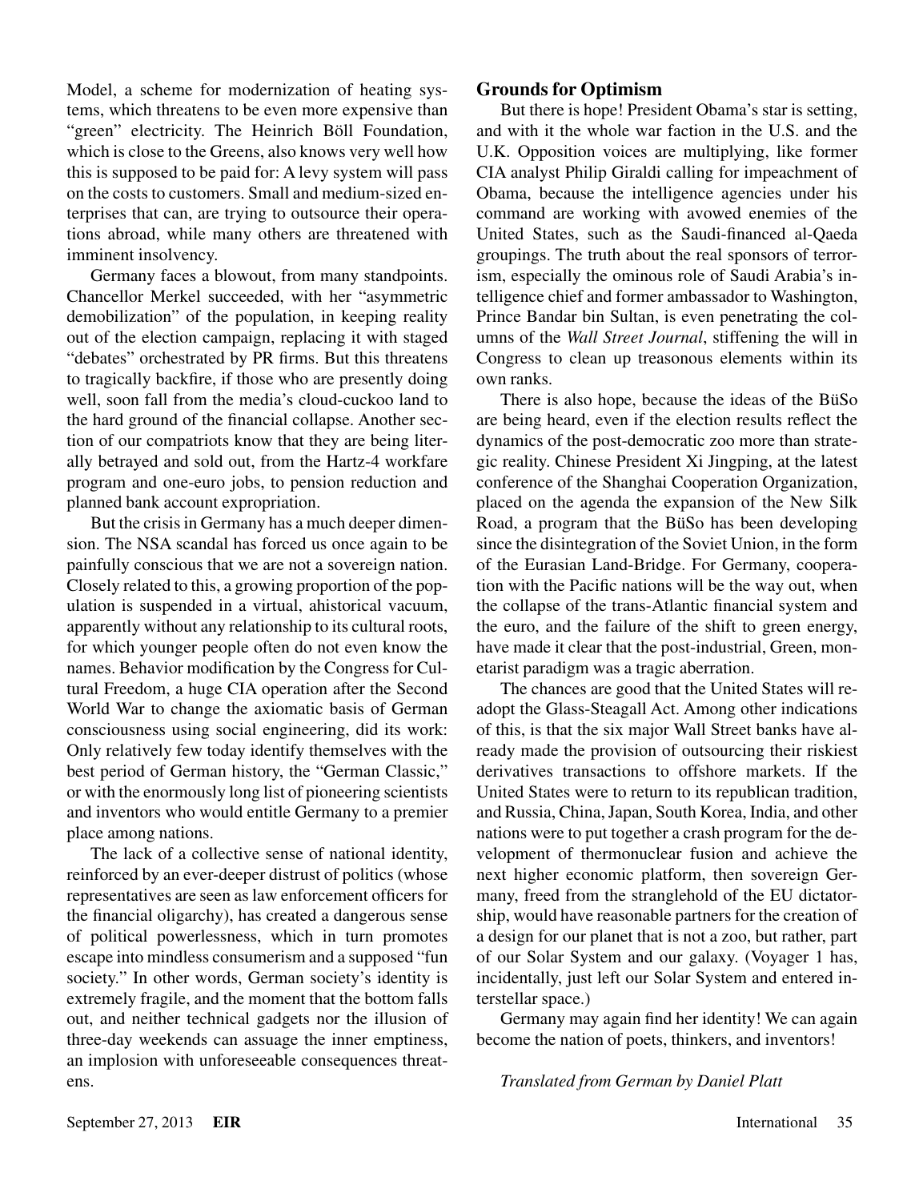Model, a scheme for modernization of heating systems, which threatens to be even more expensive than "green" electricity. The Heinrich Böll Foundation, which is close to the Greens, also knows very well how this is supposed to be paid for: A levy system will pass on the costs to customers. Small and medium-sized enterprises that can, are trying to outsource their operations abroad, while many others are threatened with imminent insolvency.

Germany faces a blowout, from many standpoints. Chancellor Merkel succeeded, with her "asymmetric demobilization" of the population, in keeping reality out of the election campaign, replacing it with staged "debates" orchestrated by PR firms. But this threatens to tragically backfire, if those who are presently doing well, soon fall from the media's cloud-cuckoo land to the hard ground of the financial collapse. Another section of our compatriots know that they are being literally betrayed and sold out, from the Hartz-4 workfare program and one-euro jobs, to pension reduction and planned bank account expropriation.

But the crisis in Germany has a much deeper dimension. The NSA scandal has forced us once again to be painfully conscious that we are not a sovereign nation. Closely related to this, a growing proportion of the population is suspended in a virtual, ahistorical vacuum, apparently without any relationship to its cultural roots, for which younger people often do not even know the names. Behavior modification by the Congress for Cultural Freedom, a huge CIA operation after the Second World War to change the axiomatic basis of German consciousness using social engineering, did its work: Only relatively few today identify themselves with the best period of German history, the "German Classic," or with the enormously long list of pioneering scientists and inventors who would entitle Germany to a premier place among nations.

The lack of a collective sense of national identity, reinforced by an ever-deeper distrust of politics (whose representatives are seen as law enforcement officers for the financial oligarchy), has created a dangerous sense of political powerlessness, which in turn promotes escape into mindless consumerism and a supposed "fun society." In other words, German society's identity is extremely fragile, and the moment that the bottom falls out, and neither technical gadgets nor the illusion of three-day weekends can assuage the inner emptiness, an implosion with unforeseeable consequences threatens.

## Grounds for Optimism

But there is hope! President Obama's star is setting, and with it the whole war faction in the U.S. and the U.K. Opposition voices are multiplying, like former CIA analyst Philip Giraldi calling for impeachment of Obama, because the intelligence agencies under his command are working with avowed enemies of the United States, such as the Saudi-financed al-Qaeda groupings. The truth about the real sponsors of terrorism, especially the ominous role of Saudi Arabia's intelligence chief and former ambassador to Washington, Prince Bandar bin Sultan, is even penetrating the columns of the *Wall Street Journal*, stiffening the will in Congress to clean up treasonous elements within its own ranks.

There is also hope, because the ideas of the BüSo are being heard, even if the election results reflect the dynamics of the post-democratic zoo more than strategic reality. Chinese President Xi Jingping, at the latest conference of the Shanghai Cooperation Organization, placed on the agenda the expansion of the New Silk Road, a program that the BüSo has been developing since the disintegration of the Soviet Union, in the form of the Eurasian Land-Bridge. For Germany, cooperation with the Pacific nations will be the way out, when the collapse of the trans-Atlantic financial system and the euro, and the failure of the shift to green energy, have made it clear that the post-industrial, Green, monetarist paradigm was a tragic aberration.

The chances are good that the United States will readopt the Glass-Steagall Act. Among other indications of this, is that the six major Wall Street banks have already made the provision of outsourcing their riskiest derivatives transactions to offshore markets. If the United States were to return to its republican tradition, and Russia, China, Japan, South Korea, India, and other nations were to put together a crash program for the development of thermonuclear fusion and achieve the next higher economic platform, then sovereign Germany, freed from the stranglehold of the EU dictatorship, would have reasonable partners for the creation of a design for our planet that is not a zoo, but rather, part of our Solar System and our galaxy. (Voyager 1 has, incidentally, just left our Solar System and entered interstellar space.)

Germany may again find her identity! We can again become the nation of poets, thinkers, and inventors!

*Translated from German by Daniel Platt*